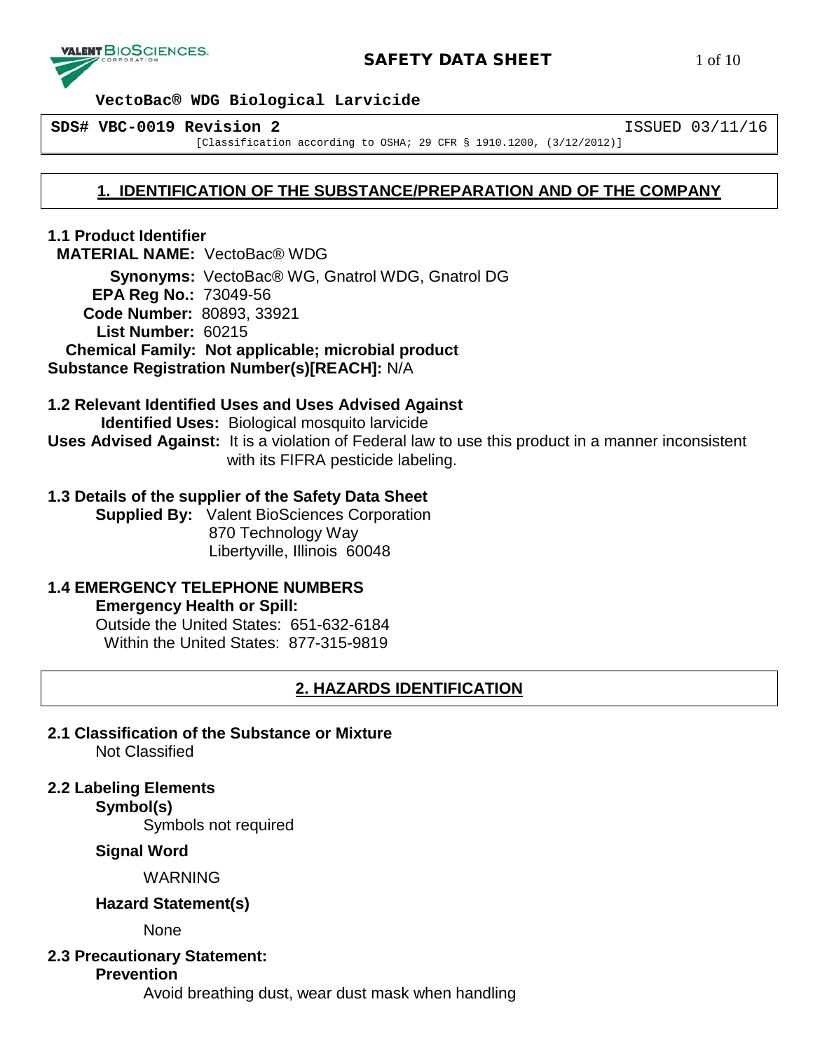**VectoBac® WDG Biological Larvicide**

**SDS# VBC-0019 Revision 2** ISSUED 03/11/16

[Classification according to OSHA; 29 CFR § 1910.1200, (3/12/2012)]

## 1. IDENTIFICATION OF THE SUBSTANCE/PREPARATION AND OF THE COMPANY

### 1.1 Product Identifier

**MATERIAL NAME:** VectoBac® WDG

**Synonyms:** VectoBac® WG, Gnatrol WDG, Gnatrol DG

**EPA Reg No.:** 73049-56

**Code Number:** 80893, 33921

**List Number:** 60215

**Chemical Family: Not applicable; microbial product**

**Substance Registration Number(s)[REACH]:** N/A

### 1.2 Relevant Identified Uses and Uses Advised Against

**Identified Uses:** Biological mosquito larvicide

**Uses Advised Against:** It is a violation of Federal law to use this product in a manner inconsistent with its FIFRA pesticide labeling.

### 1.3 Details of the supplier of the Safety Data Sheet

**Supplied By:** Valent BioSciences Corporation
870 Technology Way
Libertyville, Illinois 60048

### 1.4 EMERGENCY TELEPHONE NUMBERS

**Emergency Health or Spill:**

Outside the United States: 651-632-6184

Within the United States: 877-315-9819

## 2. HAZARDS IDENTIFICATION

### 2.1 Classification of the Substance or Mixture

Not Classified

### 2.2 Labeling Elements

**Symbol(s)**

Symbols not required

**Signal Word**

WARNING

**Hazard Statement(s)**

None

### 2.3 Precautionary Statement:

**Prevention**

Avoid breathing dust, wear dust mask when handling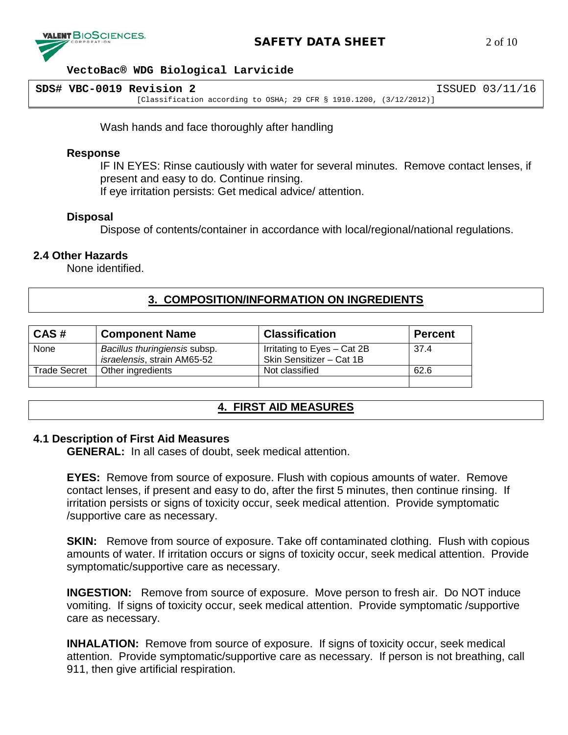Wash hands and face thoroughly after handling

**Response**

IF IN EYES: Rinse cautiously with water for several minutes. Remove contact lenses, if present and easy to do. Continue rinsing.
If eye irritation persists: Get medical advice/ attention.

**Disposal**

Dispose of contents/container in accordance with local/regional/national regulations.

### 2.4 Other Hazards

None identified.

## 3. COMPOSITION/INFORMATION ON INGREDIENTS

| CAS # | Component Name | Classification | Percent |
|---|---|---|---|
| None | *Bacillus thuringiensis* subsp. *israelensis*, strain AM65-52 | Irritating to Eyes – Cat 2B<br>Skin Sensitizer – Cat 1B | 37.4 |
| Trade Secret | Other ingredients | Not classified | 62.6 |
| | | | |

## 4. FIRST AID MEASURES

### 4.1 Description of First Aid Measures

**GENERAL:** In all cases of doubt, seek medical attention.

**EYES:** Remove from source of exposure. Flush with copious amounts of water. Remove contact lenses, if present and easy to do, after the first 5 minutes, then continue rinsing. If irritation persists or signs of toxicity occur, seek medical attention. Provide symptomatic /supportive care as necessary.

**SKIN:** Remove from source of exposure. Take off contaminated clothing. Flush with copious amounts of water. If irritation occurs or signs of toxicity occur, seek medical attention. Provide symptomatic/supportive care as necessary.

**INGESTION:** Remove from source of exposure. Move person to fresh air. Do NOT induce vomiting. If signs of toxicity occur, seek medical attention. Provide symptomatic /supportive care as necessary.

**INHALATION:** Remove from source of exposure. If signs of toxicity occur, seek medical attention. Provide symptomatic/supportive care as necessary. If person is not breathing, call 911, then give artificial respiration.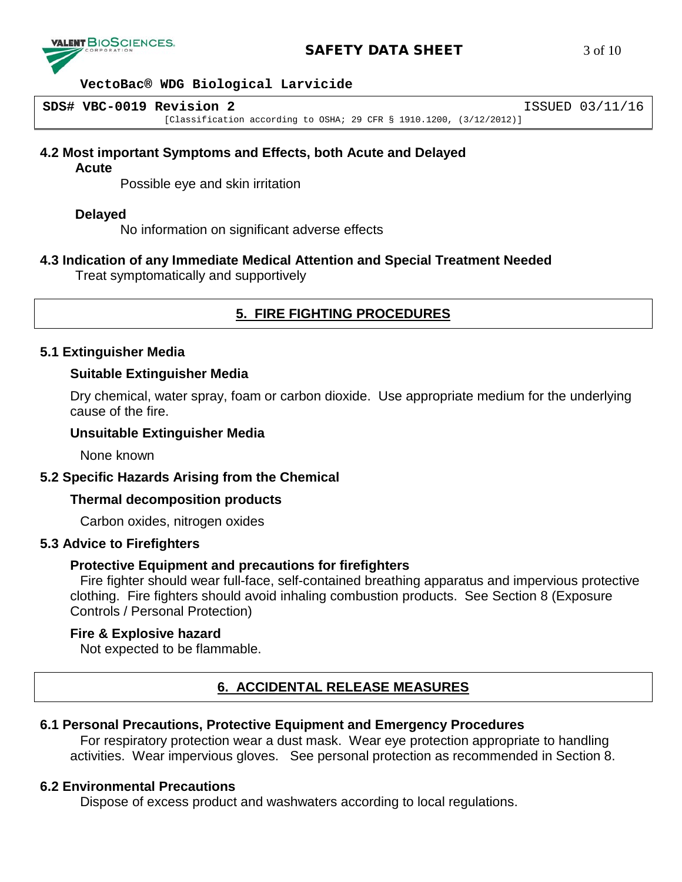### 4.2 Most important Symptoms and Effects, both Acute and Delayed

**Acute**

Possible eye and skin irritation

**Delayed**

No information on significant adverse effects

### 4.3 Indication of any Immediate Medical Attention and Special Treatment Needed

Treat symptomatically and supportively

## 5. FIRE FIGHTING PROCEDURES

### 5.1 Extinguisher Media

**Suitable Extinguisher Media**

Dry chemical, water spray, foam or carbon dioxide. Use appropriate medium for the underlying cause of the fire.

**Unsuitable Extinguisher Media**

None known

### 5.2 Specific Hazards Arising from the Chemical

**Thermal decomposition products**

Carbon oxides, nitrogen oxides

### 5.3 Advice to Firefighters

**Protective Equipment and precautions for firefighters**

Fire fighter should wear full-face, self-contained breathing apparatus and impervious protective clothing. Fire fighters should avoid inhaling combustion products. See Section 8 (Exposure Controls / Personal Protection)

**Fire & Explosive hazard**

Not expected to be flammable.

## 6. ACCIDENTAL RELEASE MEASURES

### 6.1 Personal Precautions, Protective Equipment and Emergency Procedures

For respiratory protection wear a dust mask. Wear eye protection appropriate to handling activities. Wear impervious gloves. See personal protection as recommended in Section 8.

### 6.2 Environmental Precautions

Dispose of excess product and washwaters according to local regulations.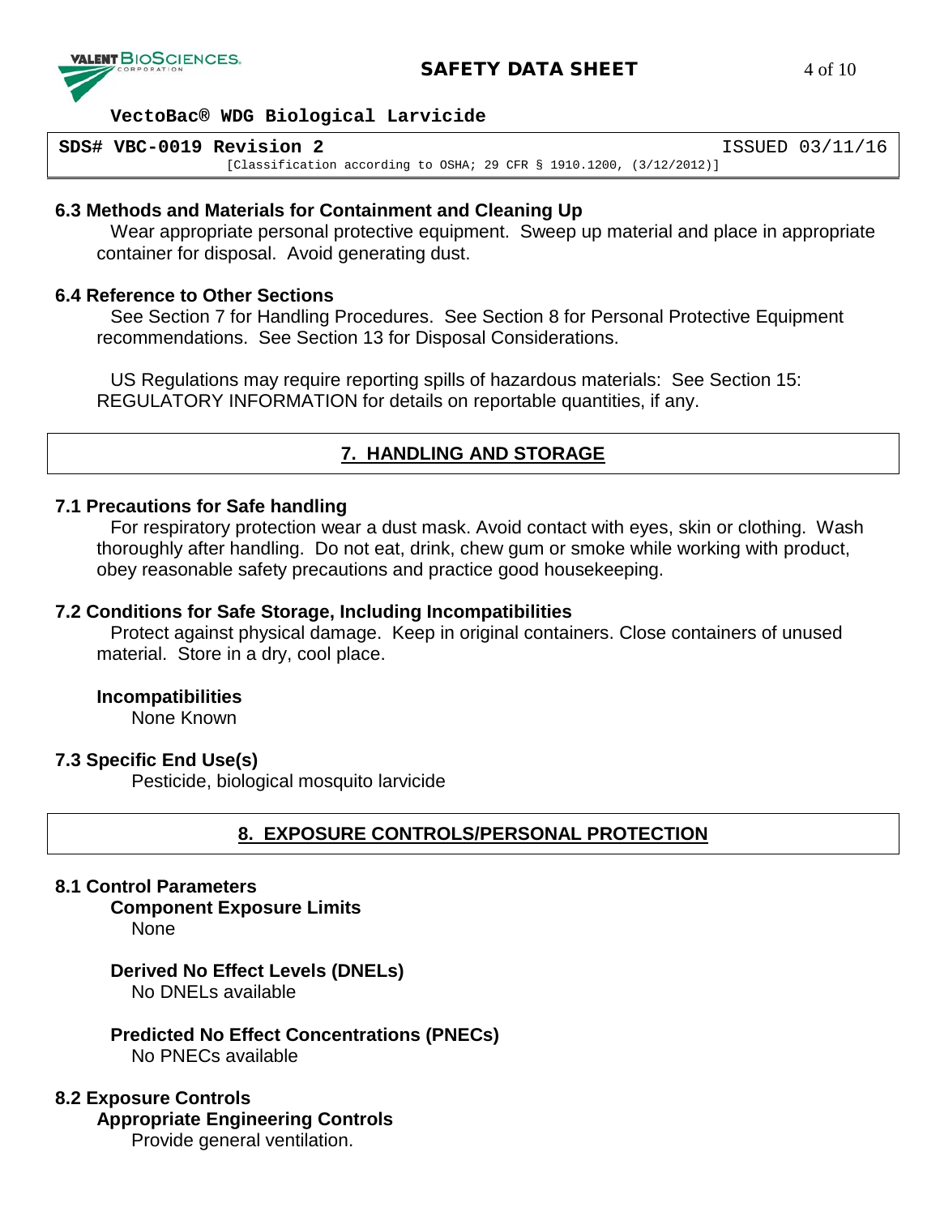### 6.3 Methods and Materials for Containment and Cleaning Up

Wear appropriate personal protective equipment. Sweep up material and place in appropriate container for disposal. Avoid generating dust.

### 6.4 Reference to Other Sections

See Section 7 for Handling Procedures. See Section 8 for Personal Protective Equipment recommendations. See Section 13 for Disposal Considerations.

US Regulations may require reporting spills of hazardous materials: See Section 15: REGULATORY INFORMATION for details on reportable quantities, if any.

## 7. HANDLING AND STORAGE

### 7.1 Precautions for Safe handling

For respiratory protection wear a dust mask. Avoid contact with eyes, skin or clothing. Wash thoroughly after handling. Do not eat, drink, chew gum or smoke while working with product, obey reasonable safety precautions and practice good housekeeping.

### 7.2 Conditions for Safe Storage, Including Incompatibilities

Protect against physical damage. Keep in original containers. Close containers of unused material. Store in a dry, cool place.

**Incompatibilities**

None Known

### 7.3 Specific End Use(s)

Pesticide, biological mosquito larvicide

## 8. EXPOSURE CONTROLS/PERSONAL PROTECTION

### 8.1 Control Parameters

**Component Exposure Limits**

None

**Derived No Effect Levels (DNELs)**

No DNELs available

**Predicted No Effect Concentrations (PNECs)**

No PNECs available

### 8.2 Exposure Controls

**Appropriate Engineering Controls**

Provide general ventilation.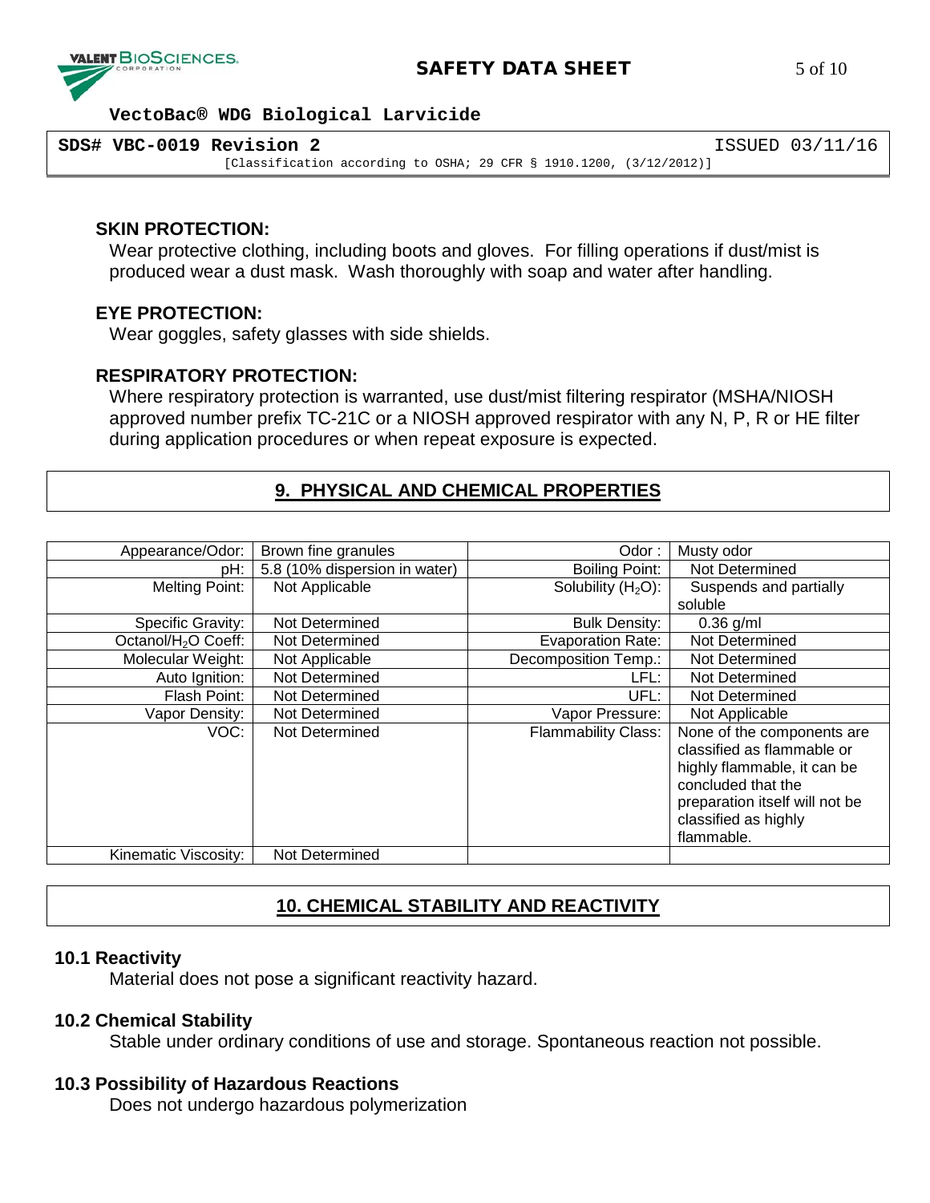**SKIN PROTECTION:**

Wear protective clothing, including boots and gloves. For filling operations if dust/mist is produced wear a dust mask. Wash thoroughly with soap and water after handling.

**EYE PROTECTION:**

Wear goggles, safety glasses with side shields.

**RESPIRATORY PROTECTION:**

Where respiratory protection is warranted, use dust/mist filtering respirator (MSHA/NIOSH approved number prefix TC-21C or a NIOSH approved respirator with any N, P, R or HE filter during application procedures or when repeat exposure is expected.

## 9. PHYSICAL AND CHEMICAL PROPERTIES

| Appearance/Odor: | Brown fine granules | Odor : | Musty odor |
|---|---|---|---|
| pH: | 5.8 (10% dispersion in water) | Boiling Point: | Not Determined |
| Melting Point: | Not Applicable | Solubility ($H_2O$): | Suspends and partially soluble |
| Specific Gravity: | Not Determined | Bulk Density: | 0.36 g/ml |
| Octanol/$H_2O$ Coeff: | Not Determined | Evaporation Rate: | Not Determined |
| Molecular Weight: | Not Applicable | Decomposition Temp.: | Not Determined |
| Auto Ignition: | Not Determined | LFL: | Not Determined |
| Flash Point: | Not Determined | UFL: | Not Determined |
| Vapor Density: | Not Determined | Vapor Pressure: | Not Applicable |
| VOC: | Not Determined | Flammability Class: | None of the components are classified as flammable or highly flammable, it can be concluded that the preparation itself will not be classified as highly flammable. |
| Kinematic Viscosity: | Not Determined | | |

## 10. CHEMICAL STABILITY AND REACTIVITY

### 10.1 Reactivity

Material does not pose a significant reactivity hazard.

### 10.2 Chemical Stability

Stable under ordinary conditions of use and storage. Spontaneous reaction not possible.

### 10.3 Possibility of Hazardous Reactions

Does not undergo hazardous polymerization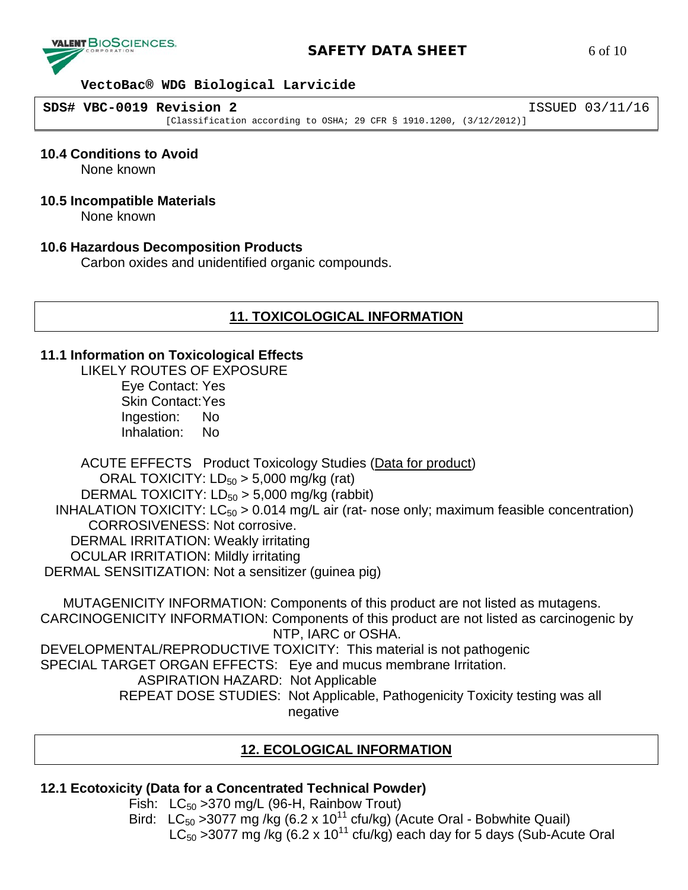### 10.4 Conditions to Avoid

None known

### 10.5 Incompatible Materials

None known

### 10.6 Hazardous Decomposition Products

Carbon oxides and unidentified organic compounds.

## 11. TOXICOLOGICAL INFORMATION

### 11.1 Information on Toxicological Effects

LIKELY ROUTES OF EXPOSURE

- Eye Contact: Yes
- Skin Contact: Yes
- Ingestion: No
- Inhalation: No

ACUTE EFFECTS Product Toxicology Studies (Data for product)

ORAL TOXICITY: $LD_{50}$ > 5,000 mg/kg (rat)

DERMAL TOXICITY: $LD_{50}$ > 5,000 mg/kg (rabbit)

INHALATION TOXICITY: $LC_{50}$ > 0.014 mg/L air (rat- nose only; maximum feasible concentration)

CORROSIVENESS: Not corrosive.

DERMAL IRRITATION: Weakly irritating

OCULAR IRRITATION: Mildly irritating

DERMAL SENSITIZATION: Not a sensitizer (guinea pig)

MUTAGENICITY INFORMATION: Components of this product are not listed as mutagens.

CARCINOGENICITY INFORMATION: Components of this product are not listed as carcinogenic by NTP, IARC or OSHA.

DEVELOPMENTAL/REPRODUCTIVE TOXICITY: This material is not pathogenic

SPECIAL TARGET ORGAN EFFECTS: Eye and mucus membrane Irritation.

ASPIRATION HAZARD: Not Applicable

REPEAT DOSE STUDIES: Not Applicable, Pathogenicity Toxicity testing was all negative

## 12. ECOLOGICAL INFORMATION

### 12.1 Ecotoxicity (Data for a Concentrated Technical Powder)

Fish: $LC_{50}$ >370 mg/L (96-H, Rainbow Trout)

Bird: $LC_{50}$ >3077 mg /kg (6.2 x $10^{11}$ cfu/kg) (Acute Oral - Bobwhite Quail)

$LC_{50}$ >3077 mg /kg (6.2 x $10^{11}$ cfu/kg) each day for 5 days (Sub-Acute Oral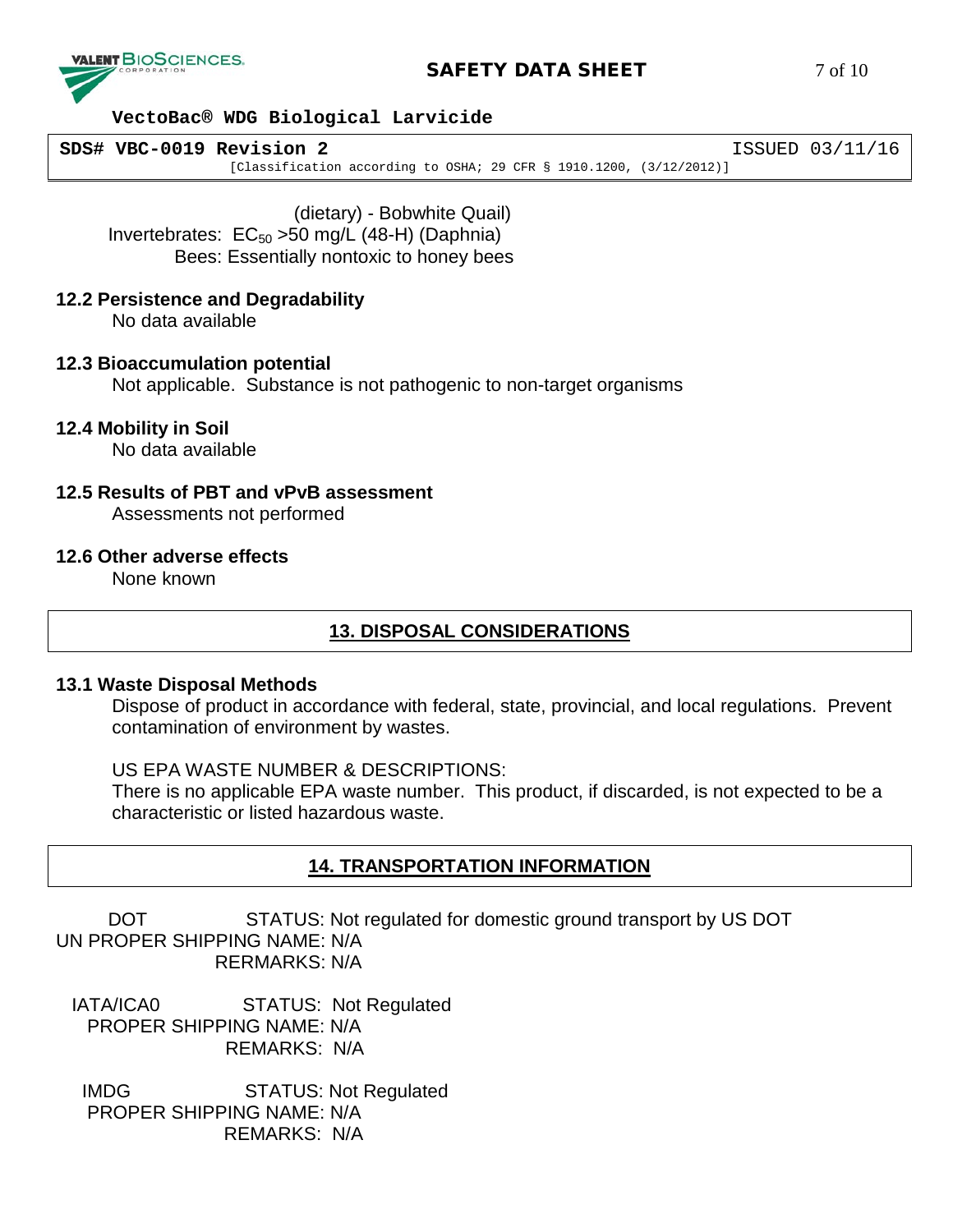(dietary) - Bobwhite Quail)

Invertebrates: $EC_{50}$ >50 mg/L (48-H) (Daphnia)

Bees: Essentially nontoxic to honey bees

### 12.2 Persistence and Degradability

No data available

### 12.3 Bioaccumulation potential

Not applicable. Substance is not pathogenic to non-target organisms

### 12.4 Mobility in Soil

No data available

### 12.5 Results of PBT and vPvB assessment

Assessments not performed

### 12.6 Other adverse effects

None known

## 13. DISPOSAL CONSIDERATIONS

### 13.1 Waste Disposal Methods

Dispose of product in accordance with federal, state, provincial, and local regulations. Prevent contamination of environment by wastes.

US EPA WASTE NUMBER & DESCRIPTIONS:
There is no applicable EPA waste number. This product, if discarded, is not expected to be a characteristic or listed hazardous waste.

## 14. TRANSPORTATION INFORMATION

DOT STATUS: Not regulated for domestic ground transport by US DOT
UN PROPER SHIPPING NAME: N/A
RERMARKS: N/A

IATA/ICA0 STATUS: Not Regulated
PROPER SHIPPING NAME: N/A
REMARKS: N/A

IMDG STATUS: Not Regulated
PROPER SHIPPING NAME: N/A
REMARKS: N/A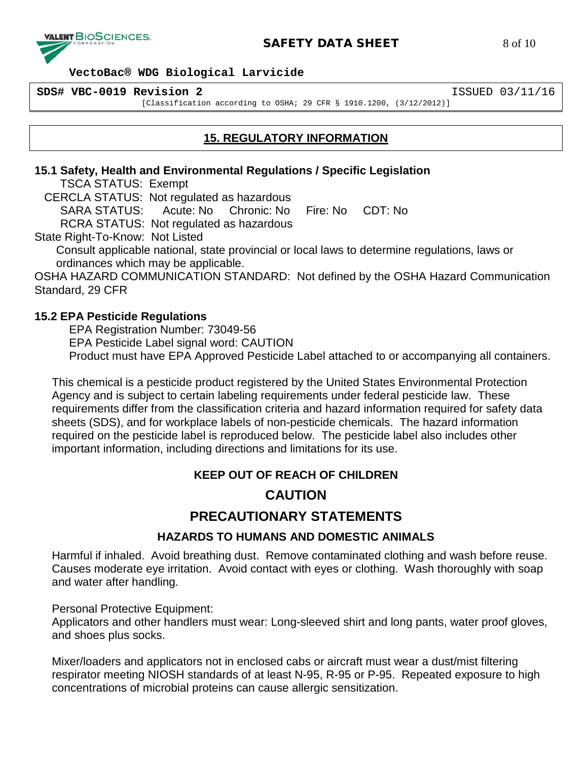## 15. REGULATORY INFORMATION

### 15.1 Safety, Health and Environmental Regulations / Specific Legislation

TSCA STATUS: Exempt

CERCLA STATUS: Not regulated as hazardous

SARA STATUS: Acute: No Chronic: No Fire: No CDT: No

RCRA STATUS: Not regulated as hazardous

State Right-To-Know: Not Listed

Consult applicable national, state provincial or local laws to determine regulations, laws or ordinances which may be applicable.

OSHA HAZARD COMMUNICATION STANDARD: Not defined by the OSHA Hazard Communication Standard, 29 CFR

### 15.2 EPA Pesticide Regulations

EPA Registration Number: 73049-56

EPA Pesticide Label signal word: CAUTION

Product must have EPA Approved Pesticide Label attached to or accompanying all containers.

This chemical is a pesticide product registered by the United States Environmental Protection Agency and is subject to certain labeling requirements under federal pesticide law. These requirements differ from the classification criteria and hazard information required for safety data sheets (SDS), and for workplace labels of non-pesticide chemicals. The hazard information required on the pesticide label is reproduced below. The pesticide label also includes other important information, including directions and limitations for its use.

**KEEP OUT OF REACH OF CHILDREN**

**CAUTION**

**PRECAUTIONARY STATEMENTS**

**HAZARDS TO HUMANS AND DOMESTIC ANIMALS**

Harmful if inhaled. Avoid breathing dust. Remove contaminated clothing and wash before reuse. Causes moderate eye irritation. Avoid contact with eyes or clothing. Wash thoroughly with soap and water after handling.

Personal Protective Equipment:

Applicators and other handlers must wear: Long-sleeved shirt and long pants, water proof gloves, and shoes plus socks.

Mixer/loaders and applicators not in enclosed cabs or aircraft must wear a dust/mist filtering respirator meeting NIOSH standards of at least N-95, R-95 or P-95. Repeated exposure to high concentrations of microbial proteins can cause allergic sensitization.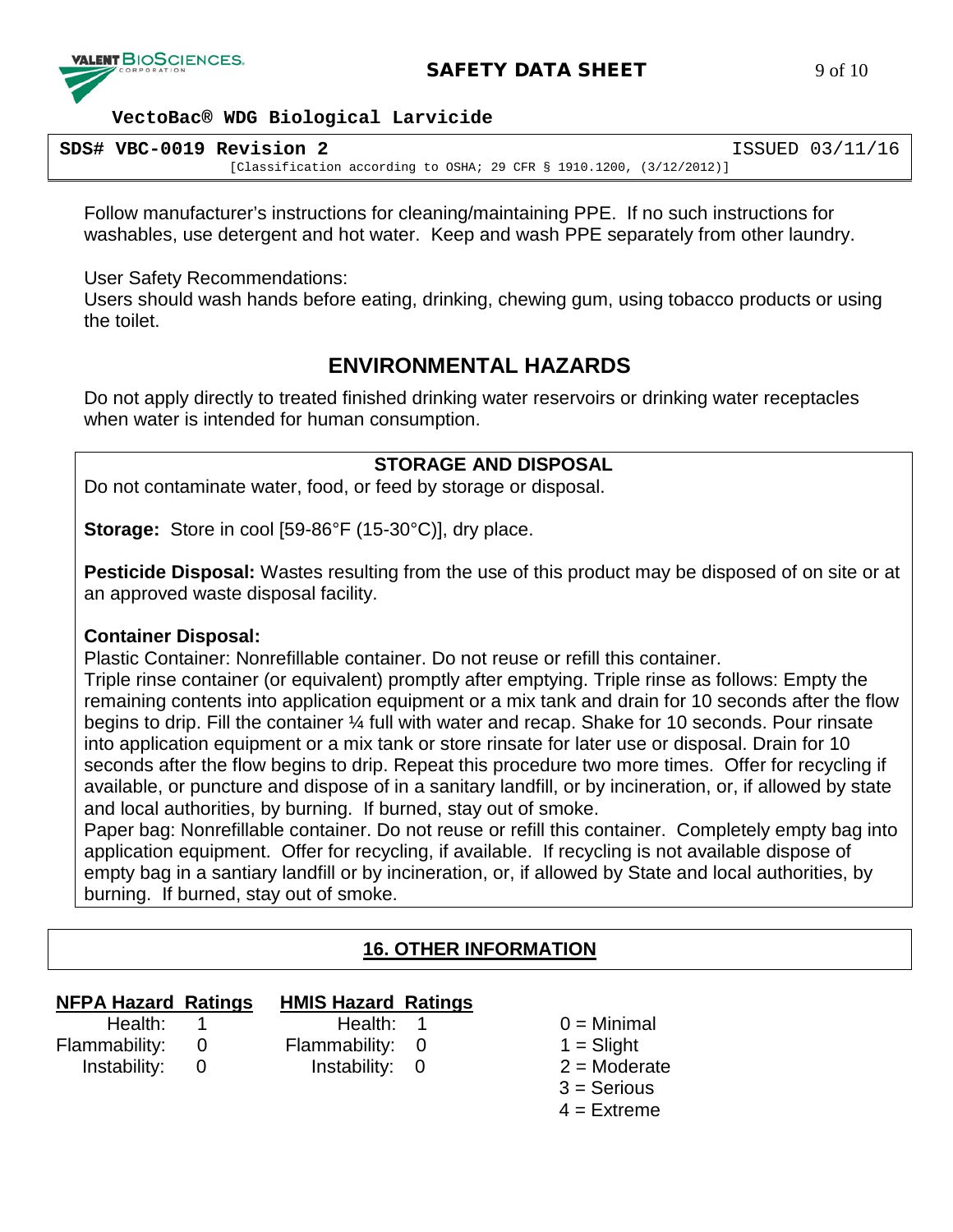Follow manufacturer's instructions for cleaning/maintaining PPE. If no such instructions for washables, use detergent and hot water. Keep and wash PPE separately from other laundry.

User Safety Recommendations:
Users should wash hands before eating, drinking, chewing gum, using tobacco products or using the toilet.

## ENVIRONMENTAL HAZARDS

Do not apply directly to treated finished drinking water reservoirs or drinking water receptacles when water is intended for human consumption.

### STORAGE AND DISPOSAL

Do not contaminate water, food, or feed by storage or disposal.

**Storage:** Store in cool [59-86°F (15-30°C)], dry place.

**Pesticide Disposal:** Wastes resulting from the use of this product may be disposed of on site or at an approved waste disposal facility.

**Container Disposal:**
Plastic Container: Nonrefillable container. Do not reuse or refill this container.
Triple rinse container (or equivalent) promptly after emptying. Triple rinse as follows: Empty the remaining contents into application equipment or a mix tank and drain for 10 seconds after the flow begins to drip. Fill the container ¼ full with water and recap. Shake for 10 seconds. Pour rinsate into application equipment or a mix tank or store rinsate for later use or disposal. Drain for 10 seconds after the flow begins to drip. Repeat this procedure two more times. Offer for recycling if available, or puncture and dispose of in a sanitary landfill, or by incineration, or, if allowed by state and local authorities, by burning. If burned, stay out of smoke.
Paper bag: Nonrefillable container. Do not reuse or refill this container. Completely empty bag into application equipment. Offer for recycling, if available. If recycling is not available dispose of empty bag in a santiary landfill or by incineration, or, if allowed by State and local authorities, by burning. If burned, stay out of smoke.

## 16. OTHER INFORMATION

| NFPA Hazard Ratings | | HMIS Hazard Ratings | | |
|---|---|---|---|---|
| Health: | 1 | Health: | 1 | 0 = Minimal |
| Flammability: | 0 | Flammability: | 0 | 1 = Slight |
| Instability: | 0 | Instability: | 0 | 2 = Moderate |
| | | | | 3 = Serious |
| | | | | 4 = Extreme |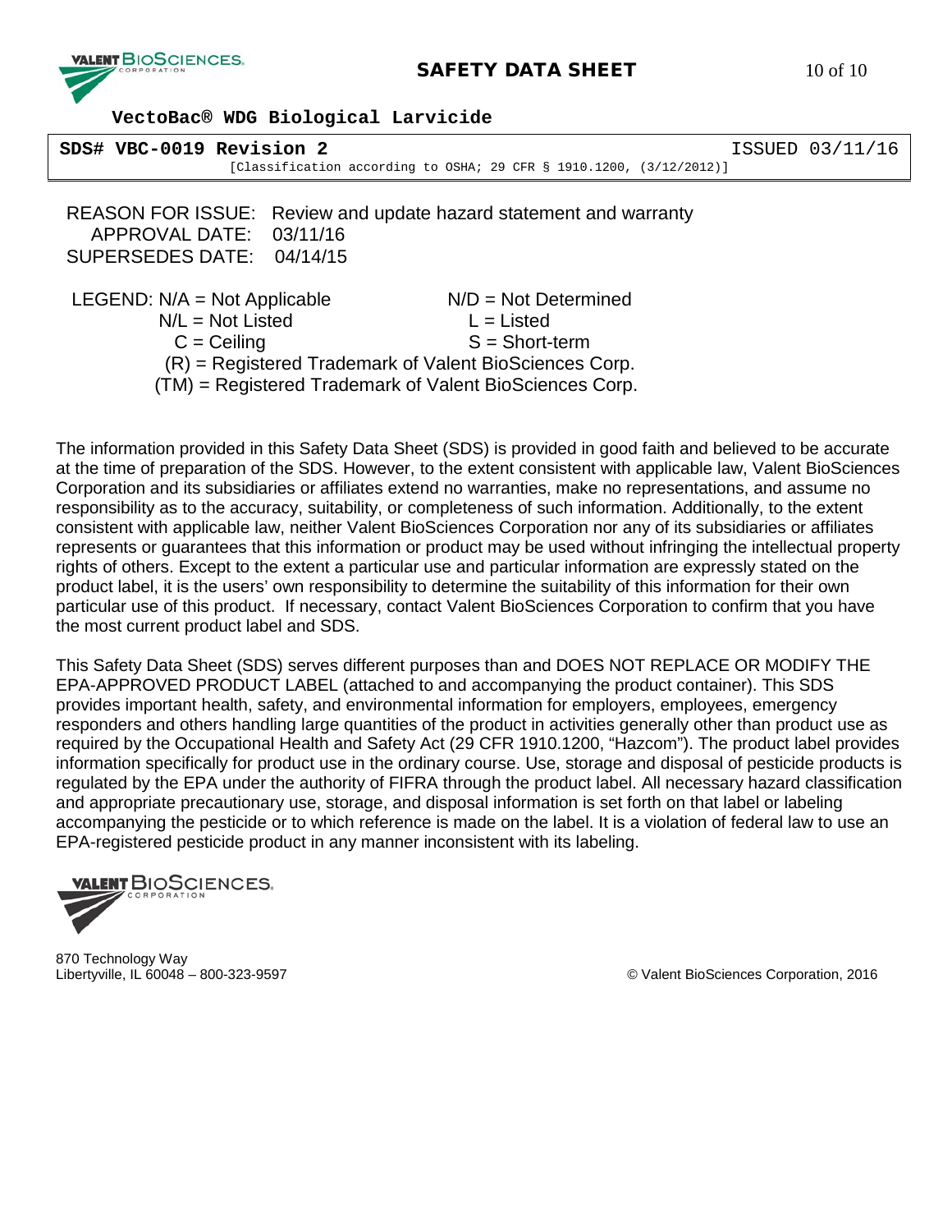**VectoBac® WDG Biological Larvicide**

**SDS# VBC-0019 Revision 2** ISSUED 03/11/16

[Classification according to OSHA; 29 CFR § 1910.1200, (3/12/2012)]

REASON FOR ISSUE: Review and update hazard statement and warranty
APPROVAL DATE: 03/11/16
SUPERSEDES DATE: 04/14/15

LEGEND: N/A = Not Applicable N/D = Not Determined
N/L = Not Listed L = Listed
C = Ceiling S = Short-term
(R) = Registered Trademark of Valent BioSciences Corp.
(TM) = Registered Trademark of Valent BioSciences Corp.

The information provided in this Safety Data Sheet (SDS) is provided in good faith and believed to be accurate at the time of preparation of the SDS. However, to the extent consistent with applicable law, Valent BioSciences Corporation and its subsidiaries or affiliates extend no warranties, make no representations, and assume no responsibility as to the accuracy, suitability, or completeness of such information. Additionally, to the extent consistent with applicable law, neither Valent BioSciences Corporation nor any of its subsidiaries or affiliates represents or guarantees that this information or product may be used without infringing the intellectual property rights of others. Except to the extent a particular use and particular information are expressly stated on the product label, it is the users' own responsibility to determine the suitability of this information for their own particular use of this product. If necessary, contact Valent BioSciences Corporation to confirm that you have the most current product label and SDS.

This Safety Data Sheet (SDS) serves different purposes than and DOES NOT REPLACE OR MODIFY THE EPA-APPROVED PRODUCT LABEL (attached to and accompanying the product container). This SDS provides important health, safety, and environmental information for employers, employees, emergency responders and others handling large quantities of the product in activities generally other than product use as required by the Occupational Health and Safety Act (29 CFR 1910.1200, "Hazcom"). The product label provides information specifically for product use in the ordinary course. Use, storage and disposal of pesticide products is regulated by the EPA under the authority of FIFRA through the product label. All necessary hazard classification and appropriate precautionary use, storage, and disposal information is set forth on that label or labeling accompanying the pesticide or to which reference is made on the label. It is a violation of federal law to use an EPA-registered pesticide product in any manner inconsistent with its labeling.

VALENT BIOSCIENCES CORPORATION

870 Technology Way
Libertyville, IL 60048 – 800-323-9597

© Valent BioSciences Corporation, 2016